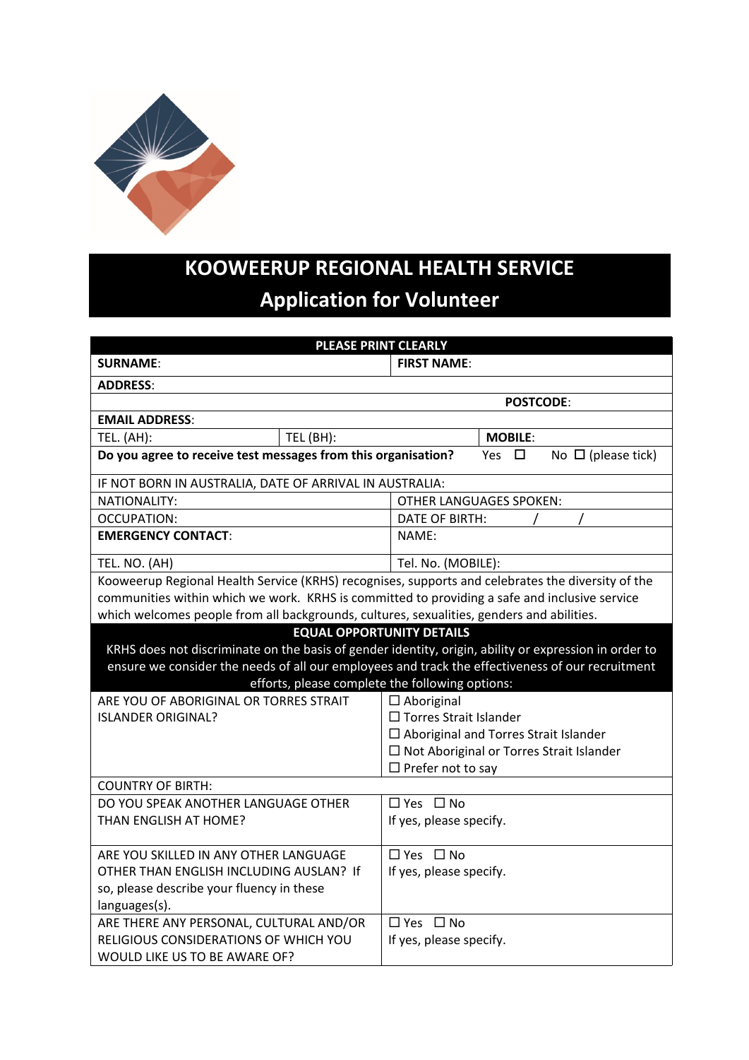# KOOWEERUP REGIONAL HEALTH SERVICE

## Application for Volunteer

| PLEASE PRINT CLEARLY | | | |
|---|---|---|---|
| **SURNAME**: | | **FIRST NAME**: | |
| **ADDRESS**: | | | |
| | | **POSTCODE**: | |
| **EMAIL ADDRESS**: | | | |
| TEL. (AH): | TEL (BH): | | **MOBILE**: |
| **Do you agree to receive test messages from this organisation?** | | Yes ☐ | No ☐ (please tick) |
| IF NOT BORN IN AUSTRALIA, DATE OF ARRIVAL IN AUSTRALIA: | | | |
| NATIONALITY: | | OTHER LANGUAGES SPOKEN: | |
| OCCUPATION: | | DATE OF BIRTH: / / | |
| **EMERGENCY CONTACT**: | | NAME: | |
| TEL. NO. (AH) | | Tel. No. (MOBILE): | |

Kooweerup Regional Health Service (KRHS) recognises, supports and celebrates the diversity of the communities within which we work. KRHS is committed to providing a safe and inclusive service which welcomes people from all backgrounds, cultures, sexualities, genders and abilities.

**EQUAL OPPORTUNITY DETAILS**

KRHS does not discriminate on the basis of gender identity, origin, ability or expression in order to ensure we consider the needs of all our employees and track the effectiveness of our recruitment efforts, please complete the following options:

| | |
|---|---|
| ARE YOU OF ABORIGINAL OR TORRES STRAIT ISLANDER ORIGINAL? | ☐ Aboriginal<br>☐ Torres Strait Islander<br>☐ Aboriginal and Torres Strait Islander<br>☐ Not Aboriginal or Torres Strait Islander<br>☐ Prefer not to say |
| COUNTRY OF BIRTH: | |
| DO YOU SPEAK ANOTHER LANGUAGE OTHER THAN ENGLISH AT HOME? | ☐ Yes ☐ No<br>If yes, please specify. |
| ARE YOU SKILLED IN ANY OTHER LANGUAGE OTHER THAN ENGLISH INCLUDING AUSLAN? If so, please describe your fluency in these languages(s). | ☐ Yes ☐ No<br>If yes, please specify. |
| ARE THERE ANY PERSONAL, CULTURAL AND/OR RELIGIOUS CONSIDERATION OF WHICH YOU WOULD LIKE US TO BE AWARE OF? | ☐ Yes ☐ No<br>If yes, please specify. |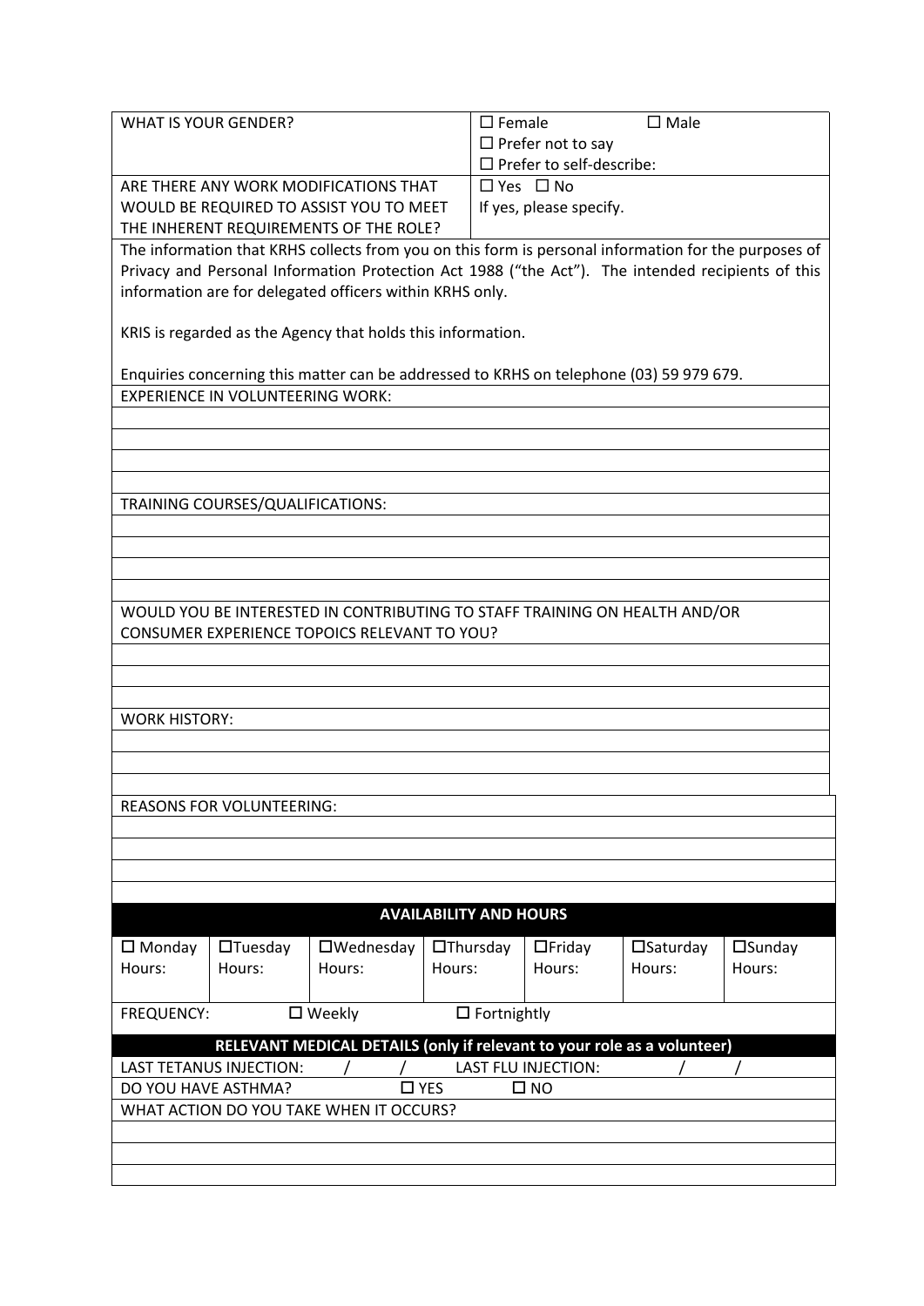| WHAT IS YOUR GENDER? | ☐ Female ☐ Male<br>☐ Prefer not to say<br>☐ Prefer to self-describe: |
|---|---|
| ARE THERE ANY WORK MODIFICATIONS THAT WOULD BE REQUIRED TO ASSIST YOU TO MEET THE INHERENT REQUIREMENTS OF THE ROLE? | ☐ Yes ☐ No<br>If yes, please specify. |

The information that KRHS collects from you on this form is personal information for the purposes of Privacy and Personal Information Protection Act 1988 ("the Act"). The intended recipients of this information are for delegated officers within KRHS only.

KRIS is regarded as the Agency that holds this information.

Enquiries concerning this matter can be addressed to KRHS on telephone (03) 59 979 679.

EXPERIENCE IN VOLUNTEERING WORK:

TRAINING COURSES/QUALIFICATIONS:

WOULD YOU BE INTERESTED IN CONTRIBUTING TO STAFF TRAINING ON HEALTH AND/OR CONSUMER EXPERIENCE TOPOICS RELEVANT TO YOU?

WORK HISTORY:

REASONS FOR VOLUNTEERING:

## AVAILABILITY AND HOURS

| ☐ Monday<br>Hours: | ☐Tuesday<br>Hours: | ☐Wednesday<br>Hours: | ☐Thursday<br>Hours: | ☐Friday<br>Hours: | ☐Saturday<br>Hours: | ☐Sunday<br>Hours: |
|---|---|---|---|---|---|---|

FREQUENCY: ☐ Weekly ☐ Fortnightly

## RELEVANT MEDICAL DETAILS (only if relevant to your role as a volunteer)

LAST TETANUS INJECTION: / / LAST FLU INJECTION: / /

DO YOU HAVE ASTHMA? ☐ YES ☐ NO

WHAT ACTION DO YOU TAKE WHEN IT OCCURS?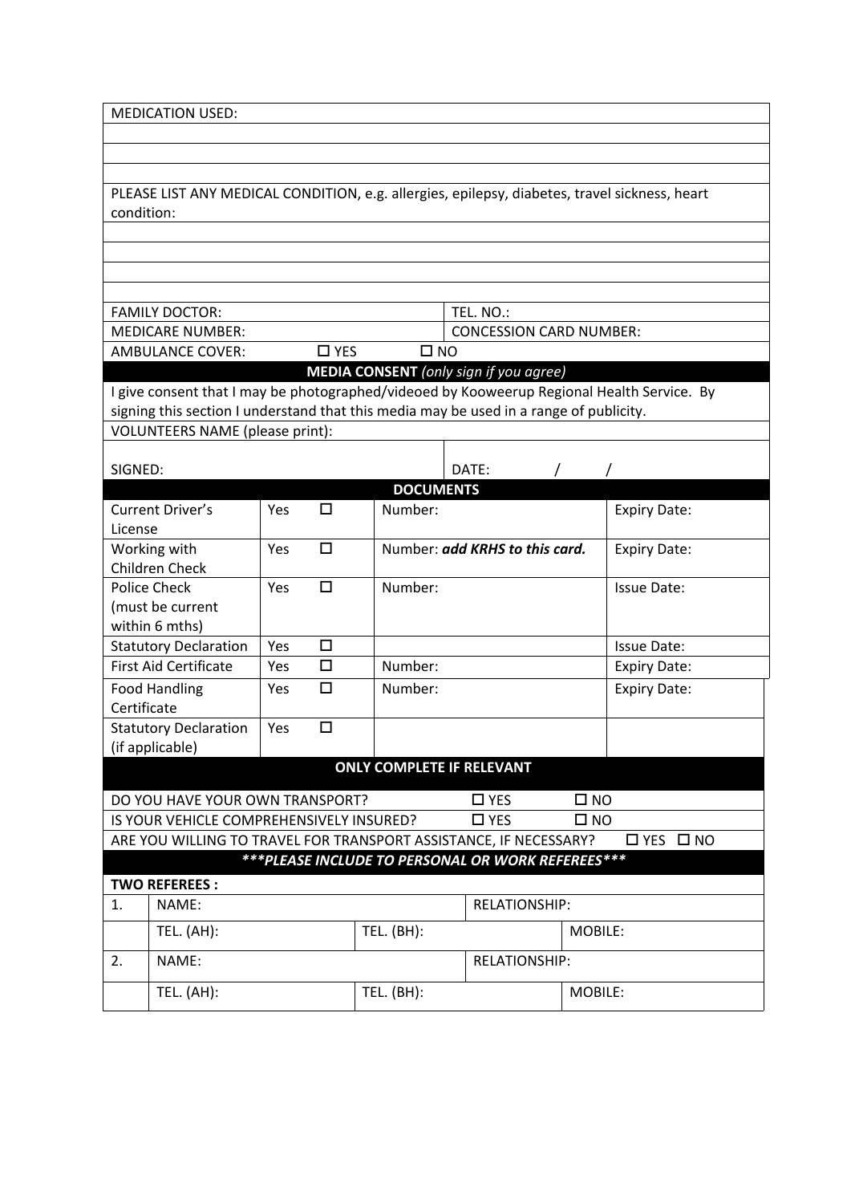MEDICATION USED:

PLEASE LIST ANY MEDICAL CONDITION, e.g. allergies, epilepsy, diabetes, travel sickness, heart condition:

| FAMILY DOCTOR: | TEL. NO.: |
|---|---|
| MEDICARE NUMBER: | CONCESSION CARD NUMBER: |
| AMBULANCE COVER: ☐ YES ☐ NO | |

**MEDIA CONSENT** *(only sign if you agree)*

I give consent that I may be photographed/videoed by Kooweerup Regional Health Service. By signing this section I understand that this media may be used in a range of publicity.

VOLUNTEERS NAME (please print):

| SIGNED: | DATE: / / |
|---|---|

**DOCUMENTS**

| | | | | |
|---|---|---|---|---|
| Current Driver's License | Yes | ☐ | Number: | Expiry Date: |
| Working with Children Check | Yes | ☐ | Number: ***add KRHS to this card.*** | Expiry Date: |
| Police Check (must be current within 6 mths) | Yes | ☐ | Number: | Issue Date: |
| Statutory Declaration | Yes | ☐ | | Issue Date: |
| First Aid Certificate | Yes | ☐ | Number: | Expiry Date: |
| Food Handling Certificate | Yes | ☐ | Number: | Expiry Date: |
| Statutory Declaration (if applicable) | Yes | ☐ | | |

**ONLY COMPLETE IF RELEVANT**

| | | |
|---|---|---|
| DO YOU HAVE YOUR OWN TRANSPORT? | ☐ YES | ☐ NO |
| IS YOUR VEHICLE COMPREHENSIVELY INSURED? | ☐ YES | ☐ NO |
| ARE YOU WILLING TO TRAVEL FOR TRANSPORT ASSISTANCE, IF NECESSARY? | ☐ YES | ☐ NO |

***\*\*\*PLEASE INCLUDE TO PERSONAL OR WORK REFEREES\*\*\****

**TWO REFEREES :**

| | | | | |
|---|---|---|---|---|
| 1. | NAME: | | RELATIONSHIP: | |
| | TEL. (AH): | TEL. (BH): | | MOBILE: |
| 2. | NAME: | | RELATIONSHIP: | |
| | TEL. (AH): | TEL. (BH): | | MOBILE: |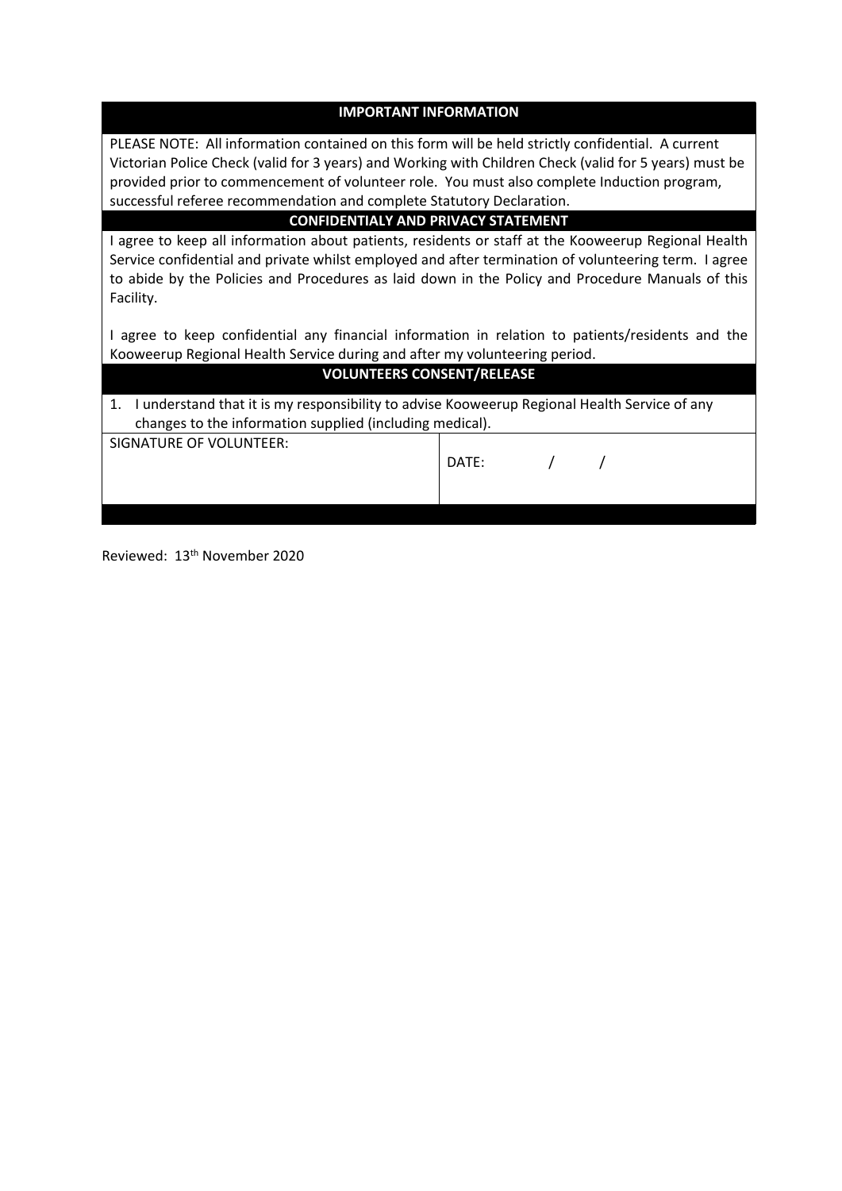## IMPORTANT INFORMATION

PLEASE NOTE: All information contained on this form will be held strictly confidential. A current Victorian Police Check (valid for 3 years) and Working with Children Check (valid for 5 years) must be provided prior to commencement of volunteer role. You must also complete Induction program, successful referee recommendation and complete Statutory Declaration.

## CONFIDENTIALY AND PRIVACY STATEMENT

I agree to keep all information about patients, residents or staff at the Kooweerup Regional Health Service confidential and private whilst employed and after termination of volunteering term. I agree to abide by the Policies and Procedures as laid down in the Policy and Procedure Manuals of this Facility.

I agree to keep confidential any financial information in relation to patients/residents and the Kooweerup Regional Health Service during and after my volunteering period.

## VOLUNTEERS CONSENT/RELEASE

1. I understand that it is my responsibility to advise Kooweerup Regional Health Service of any changes to the information supplied (including medical).

| SIGNATURE OF VOLUNTEER: | DATE: / / |
|---|---|
| | |

Reviewed: 13th November 2020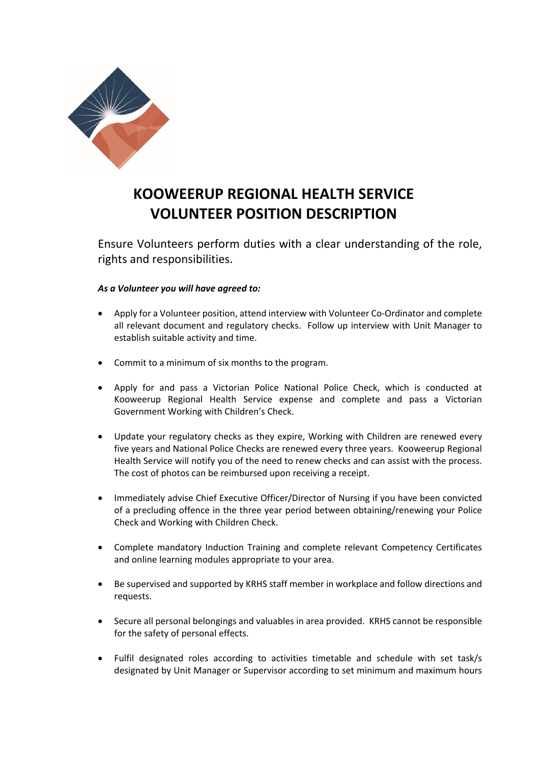# KOOWEERUP REGIONAL HEALTH SERVICE VOLUNTEER POSITION DESCRIPTION

Ensure Volunteers perform duties with a clear understanding of the role, rights and responsibilities.

***As a Volunteer you will have agreed to:***

- Apply for a Volunteer position, attend interview with Volunteer Co-Ordinator and complete all relevant document and regulatory checks. Follow up interview with Unit Manager to establish suitable activity and time.
- Commit to a minimum of six months to the program.
- Apply for and pass a Victorian Police National Police Check, which is conducted at Kooweerup Regional Health Service expense and complete and pass a Victorian Government Working with Children's Check.
- Update your regulatory checks as they expire, Working with Children are renewed every five years and National Police Checks are renewed every three years. Kooweerup Regional Health Service will notify you of the need to renew checks and can assist with the process. The cost of photos can be reimbursed upon receiving a receipt.
- Immediately advise Chief Executive Officer/Director of Nursing if you have been convicted of a precluding offence in the three year period between obtaining/renewing your Police Check and Working with Children Check.
- Complete mandatory Induction Training and complete relevant Competency Certificates and online learning modules appropriate to your area.
- Be supervised and supported by KRHS staff member in workplace and follow directions and requests.
- Secure all personal belongings and valuables in area provided. KRHS cannot be responsible for the safety of personal effects.
- Fulfil designated roles according to activities timetable and schedule with set task/s designated by Unit Manager or Supervisor according to set minimum and maximum hours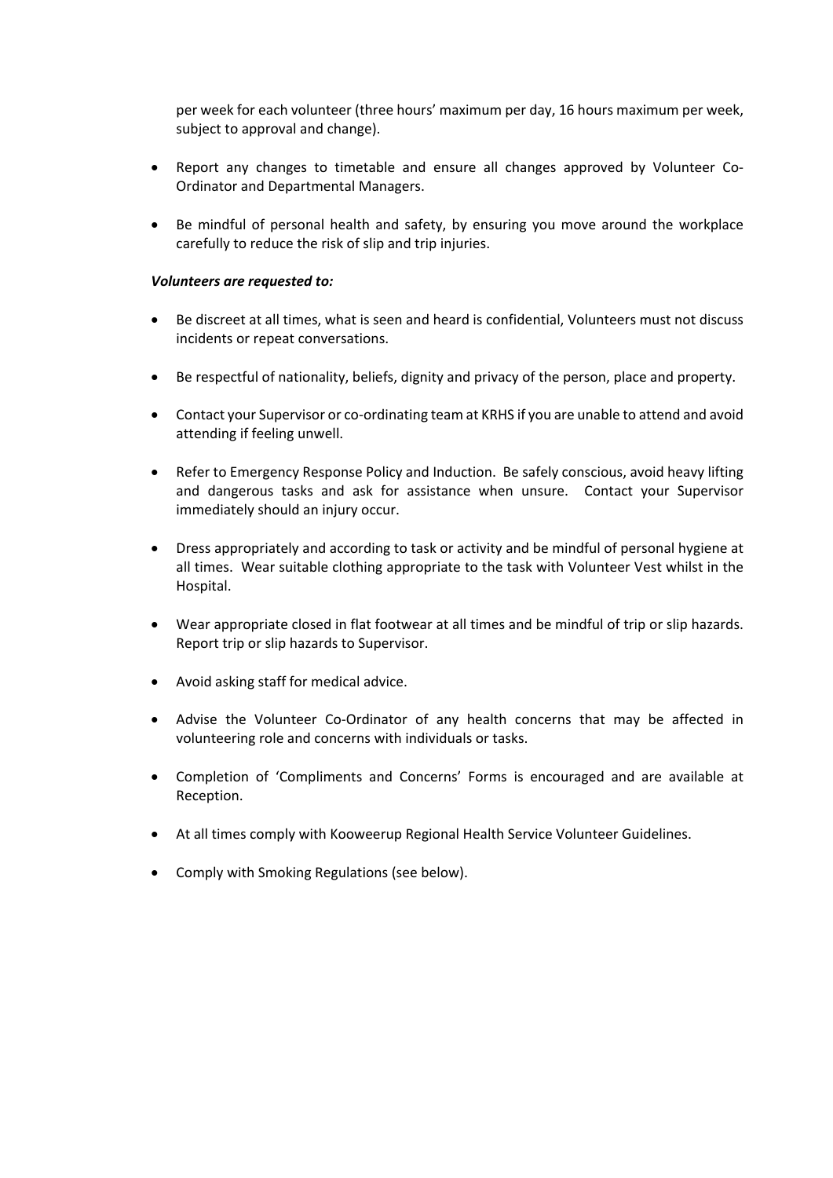per week for each volunteer (three hours' maximum per day, 16 hours maximum per week, subject to approval and change).

- Report any changes to timetable and ensure all changes approved by Volunteer Co-Ordinator and Departmental Managers.

- Be mindful of personal health and safety, by ensuring you move around the workplace carefully to reduce the risk of slip and trip injuries.

***Volunteers are requested to:***

- Be discreet at all times, what is seen and heard is confidential, Volunteers must not discuss incidents or repeat conversations.

- Be respectful of nationality, beliefs, dignity and privacy of the person, place and property.

- Contact your Supervisor or co-ordinating team at KRHS if you are unable to attend and avoid attending if feeling unwell.

- Refer to Emergency Response Policy and Induction. Be safely conscious, avoid heavy lifting and dangerous tasks and ask for assistance when unsure. Contact your Supervisor immediately should an injury occur.

- Dress appropriately and according to task or activity and be mindful of personal hygiene at all times. Wear suitable clothing appropriate to the task with Volunteer Vest whilst in the Hospital.

- Wear appropriate closed in flat footwear at all times and be mindful of trip or slip hazards. Report trip or slip hazards to Supervisor.

- Avoid asking staff for medical advice.

- Advise the Volunteer Co-Ordinator of any health concerns that may be affected in volunteering role and concerns with individuals or tasks.

- Completion of 'Compliments and Concerns' Forms is encouraged and are available at Reception.

- At all times comply with Kooweerup Regional Health Service Volunteer Guidelines.

- Comply with Smoking Regulations (see below).